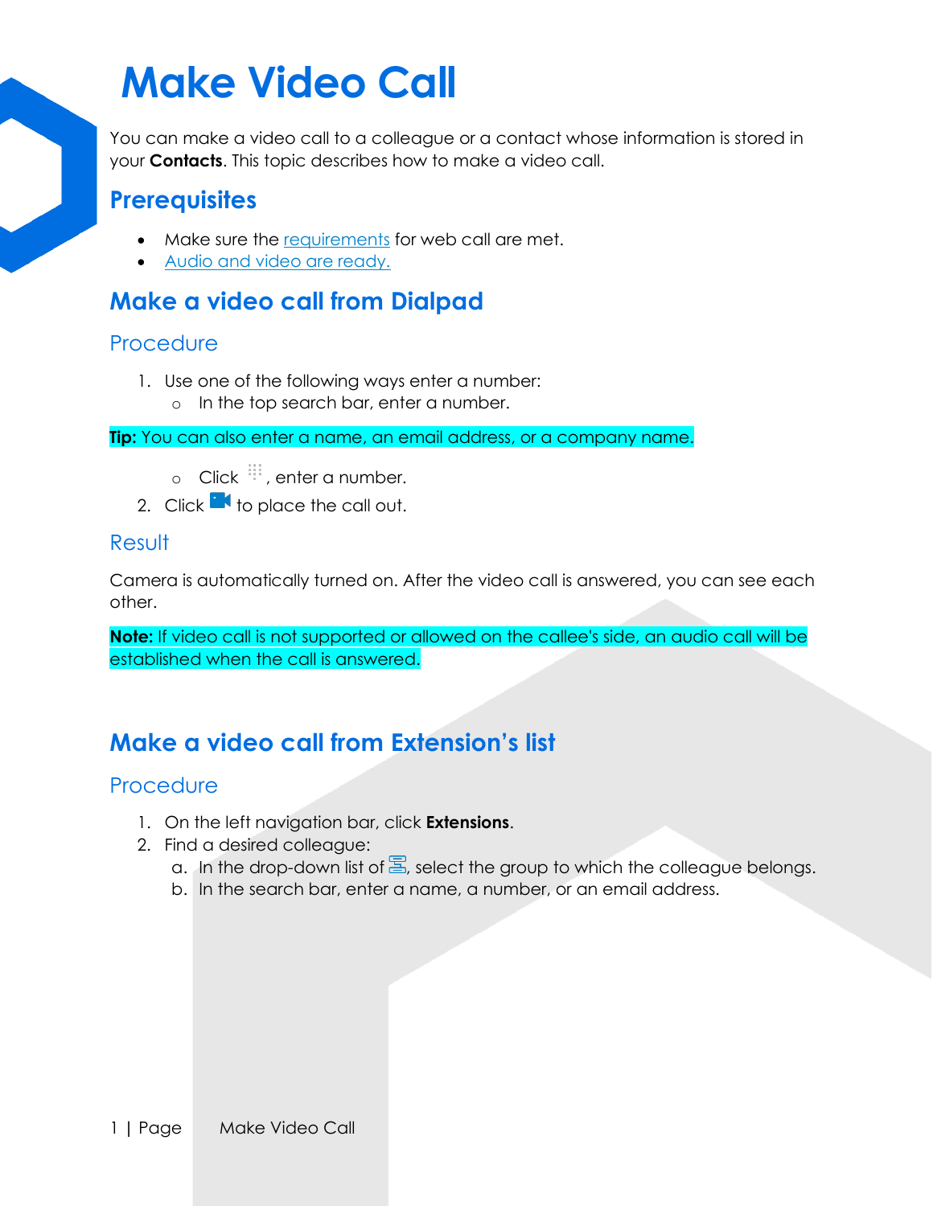# Make Video Call

You can make a video call to a colleague or a contact whose information is stored in your **Contacts**. This topic describes how to make a video call.

## Prerequisites

- Make sure the requirements for web call are met.
- Audio and video are ready.

## Make a video call from Dialpad

### Procedure

1. Use one of the following ways enter a number:
   - In the top search bar, enter a number.

**Tip:** You can also enter a name, an email address, or a company name.

   - Click , enter a number.
2. Click  to place the call out.

### Result

Camera is automatically turned on. After the video call is answered, you can see each other.

**Note:** If video call is not supported or allowed on the callee's side, an audio call will be established when the call is answered.

## Make a video call from Extension's list

### Procedure

1. On the left navigation bar, click **Extensions**.
2. Find a desired colleague:
   a. In the drop-down list of , select the group to which the colleague belongs.
   b. In the search bar, enter a name, a number, or an email address.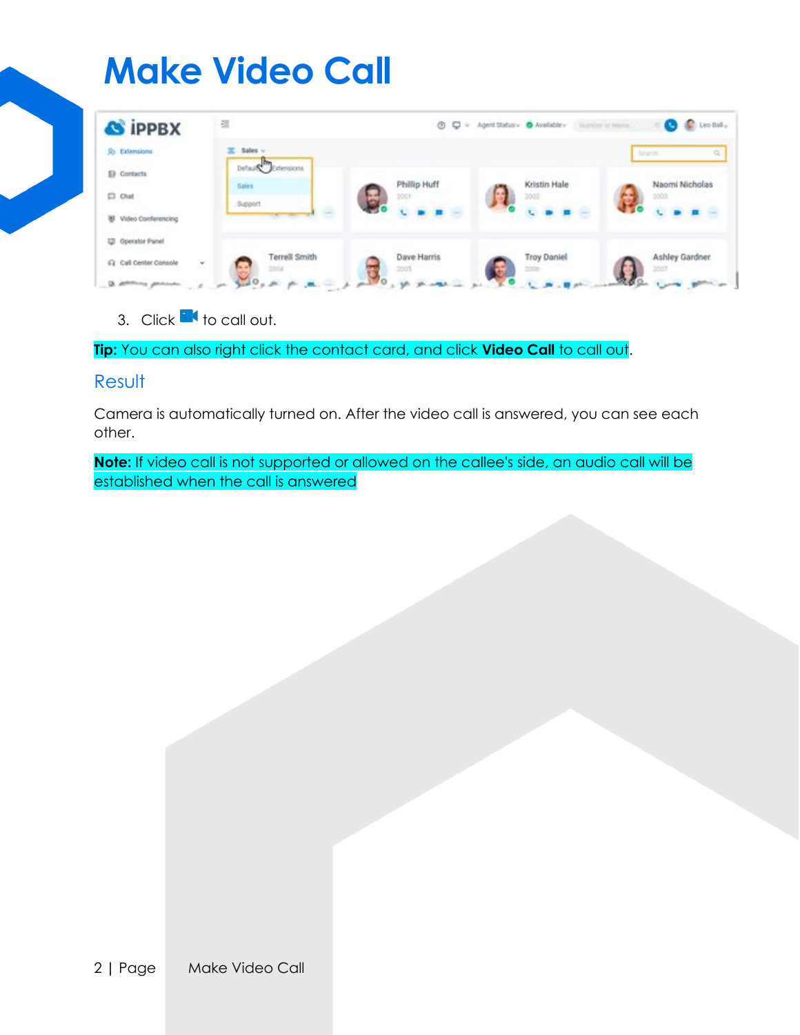# Make Video Call

3. Click  to call out.

**Tip:** You can also right click the contact card, and click **Video Call** to call out.

## Result

Camera is automatically turned on. After the video call is answered, you can see each other.

**Note:** If video call is not supported or allowed on the callee's side, an audio call will be established when the call is answered